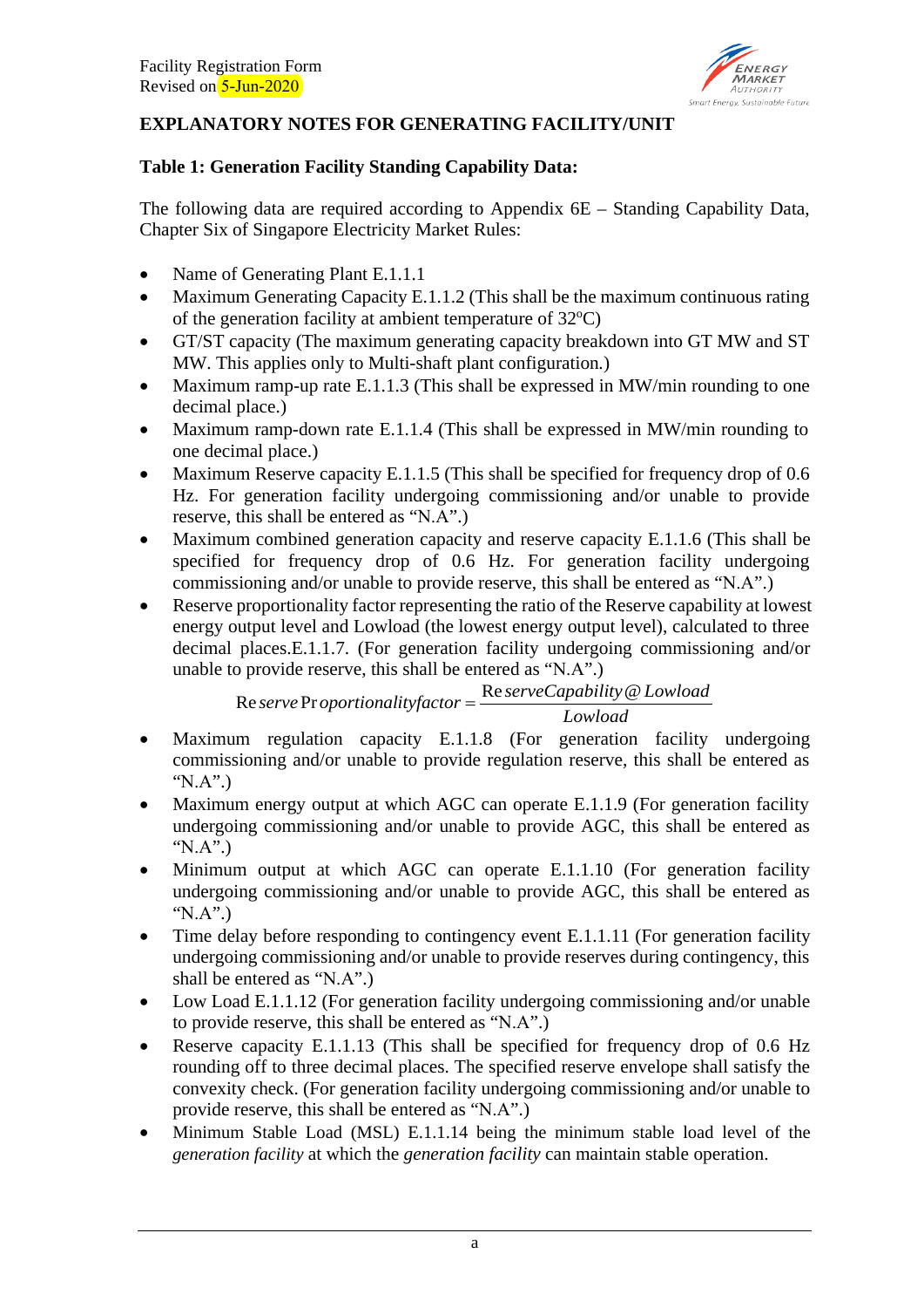Facility Registration Form
Revised on 5-Jun-2020

## EXPLANATORY NOTES FOR GENERATING FACILITY/UNIT

### Table 1: Generation Facility Standing Capability Data:

The following data are required according to Appendix 6E – Standing Capability Data, Chapter Six of Singapore Electricity Market Rules:

- Name of Generating Plant E.1.1.1
- Maximum Generating Capacity E.1.1.2 (This shall be the maximum continuous rating of the generation facility at ambient temperature of 32$^{o}$C)
- GT/ST capacity (The maximum generating capacity breakdown into GT MW and ST MW. This applies only to Multi-shaft plant configuration.)
- Maximum ramp-up rate E.1.1.3 (This shall be expressed in MW/min rounding to one decimal place.)
- Maximum ramp-down rate E.1.1.4 (This shall be expressed in MW/min rounding to one decimal place.)
- Maximum Reserve capacity E.1.1.5 (This shall be specified for frequency drop of 0.6 Hz. For generation facility undergoing commissioning and/or unable to provide reserve, this shall be entered as "N.A".)
- Maximum combined generation capacity and reserve capacity E.1.1.6 (This shall be specified for frequency drop of 0.6 Hz. For generation facility undergoing commissioning and/or unable to provide reserve, this shall be entered as "N.A".)
- Reserve proportionality factor representing the ratio of the Reserve capability at lowest energy output level and Lowload (the lowest energy output level), calculated to three decimal places.E.1.1.7. (For generation facility undergoing commissioning and/or unable to provide reserve, this shall be entered as "N.A".)

$$Reserve\ Proportionality factor = \frac{Reserve Capability @ Lowload}{Lowload}$$

- Maximum regulation capacity E.1.1.8 (For generation facility undergoing commissioning and/or unable to provide regulation reserve, this shall be entered as "N.A".)
- Maximum energy output at which AGC can operate E.1.1.9 (For generation facility undergoing commissioning and/or unable to provide AGC, this shall be entered as "N.A".)
- Minimum output at which AGC can operate E.1.1.10 (For generation facility undergoing commissioning and/or unable to provide AGC, this shall be entered as "N.A".)
- Time delay before responding to contingency event E.1.1.11 (For generation facility undergoing commissioning and/or unable to provide reserves during contingency, this shall be entered as "N.A".)
- Low Load E.1.1.12 (For generation facility undergoing commissioning and/or unable to provide reserve, this shall be entered as "N.A".)
- Reserve capacity E.1.1.13 (This shall be specified for frequency drop of 0.6 Hz rounding off to three decimal places. The specified reserve envelope shall satisfy the convexity check. (For generation facility undergoing commissioning and/or unable to provide reserve, this shall be entered as "N.A".)
- Minimum Stable Load (MSL) E.1.1.14 being the minimum stable load level of the *generation facility* at which the *generation facility* can maintain stable operation.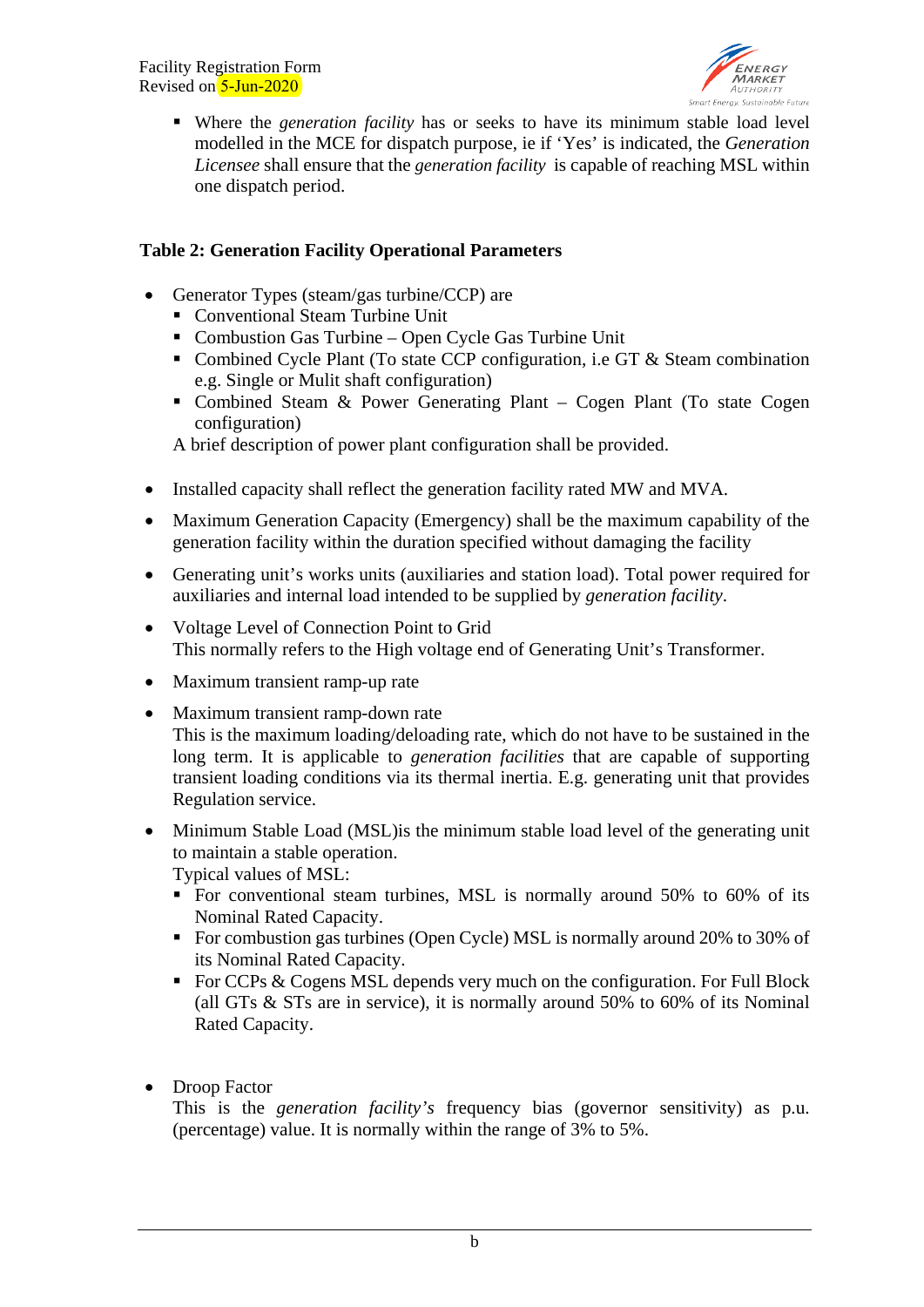- Where the *generation facility* has or seeks to have its minimum stable load level modelled in the MCE for dispatch purpose, ie if 'Yes' is indicated, the *Generation Licensee* shall ensure that the *generation facility* is capable of reaching MSL within one dispatch period.

**Table 2: Generation Facility Operational Parameters**

- Generator Types (steam/gas turbine/CCP) are
  - Conventional Steam Turbine Unit
  - Combustion Gas Turbine – Open Cycle Gas Turbine Unit
  - Combined Cycle Plant (To state CCP configuration, i.e GT & Steam combination e.g. Single or Mulit shaft configuration)
  - Combined Steam & Power Generating Plant – Cogen Plant (To state Cogen configuration)

  A brief description of power plant configuration shall be provided.

- Installed capacity shall reflect the generation facility rated MW and MVA.

- Maximum Generation Capacity (Emergency) shall be the maximum capability of the generation facility within the duration specified without damaging the facility

- Generating unit's works units (auxiliaries and station load). Total power required for auxiliaries and internal load intended to be supplied by *generation facility*.

- Voltage Level of Connection Point to Grid
  This normally refers to the High voltage end of Generating Unit's Transformer.

- Maximum transient ramp-up rate

- Maximum transient ramp-down rate
  This is the maximum loading/deloading rate, which do not have to be sustained in the long term. It is applicable to *generation facilities* that are capable of supporting transient loading conditions via its thermal inertia. E.g. generating unit that provides Regulation service.

- Minimum Stable Load (MSL)is the minimum stable load level of the generating unit to maintain a stable operation.
  Typical values of MSL:
  - For conventional steam turbines, MSL is normally around 50% to 60% of its Nominal Rated Capacity.
  - For combustion gas turbines (Open Cycle) MSL is normally around 20% to 30% of its Nominal Rated Capacity.
  - For CCPs & Cogens MSL depends very much on the configuration. For Full Block (all GTs & STs are in service), it is normally around 50% to 60% of its Nominal Rated Capacity.

- Droop Factor
  This is the *generation facility's* frequency bias (governor sensitivity) as p.u. (percentage) value. It is normally within the range of 3% to 5%.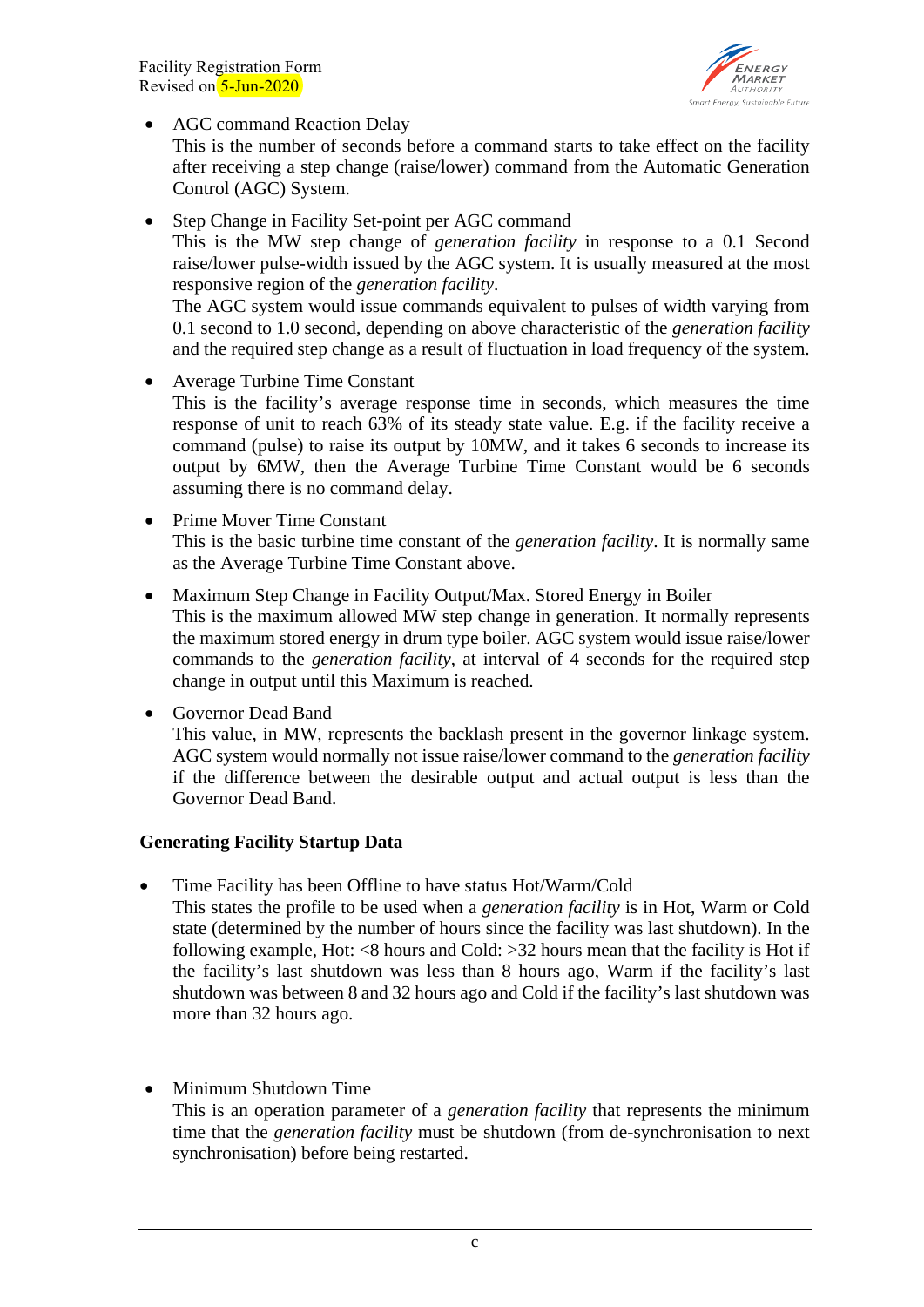- AGC command Reaction Delay
  This is the number of seconds before a command starts to take effect on the facility after receiving a step change (raise/lower) command from the Automatic Generation Control (AGC) System.

- Step Change in Facility Set-point per AGC command
  This is the MW step change of *generation facility* in response to a 0.1 Second raise/lower pulse-width issued by the AGC system. It is usually measured at the most responsive region of the *generation facility*.
  The AGC system would issue commands equivalent to pulses of width varying from 0.1 second to 1.0 second, depending on above characteristic of the *generation facility* and the required step change as a result of fluctuation in load frequency of the system.

- Average Turbine Time Constant
  This is the facility's average response time in seconds, which measures the time response of unit to reach 63% of its steady state value. E.g. if the facility receive a command (pulse) to raise its output by 10MW, and it takes 6 seconds to increase its output by 6MW, then the Average Turbine Time Constant would be 6 seconds assuming there is no command delay.

- Prime Mover Time Constant
  This is the basic turbine time constant of the *generation facility*. It is normally same as the Average Turbine Time Constant above.

- Maximum Step Change in Facility Output/Max. Stored Energy in Boiler
  This is the maximum allowed MW step change in generation. It normally represents the maximum stored energy in drum type boiler. AGC system would issue raise/lower commands to the *generation facility*, at interval of 4 seconds for the required step change in output until this Maximum is reached.

- Governor Dead Band
  This value, in MW, represents the backlash present in the governor linkage system. AGC system would normally not issue raise/lower command to the *generation facility* if the difference between the desirable output and actual output is less than the Governor Dead Band.

**Generating Facility Startup Data**

- Time Facility has been Offline to have status Hot/Warm/Cold
  This states the profile to be used when a *generation facility* is in Hot, Warm or Cold state (determined by the number of hours since the facility was last shutdown). In the following example, Hot: <8 hours and Cold: >32 hours mean that the facility is Hot if the facility's last shutdown was less than 8 hours ago, Warm if the facility's last shutdown was between 8 and 32 hours ago and Cold if the facility's last shutdown was more than 32 hours ago.

- Minimum Shutdown Time
  This is an operation parameter of a *generation facility* that represents the minimum time that the *generation facility* must be shutdown (from de-synchronisation to next synchronisation) before being restarted.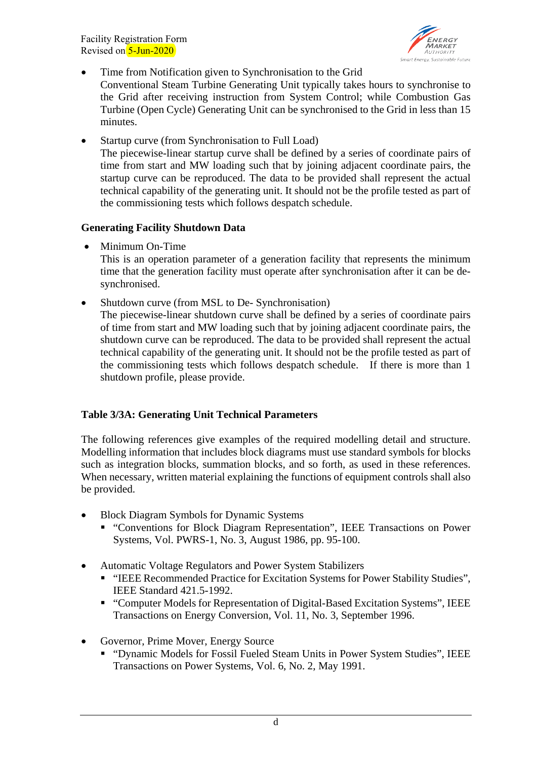- Time from Notification given to Synchronisation to the Grid
  Conventional Steam Turbine Generating Unit typically takes hours to synchronise to the Grid after receiving instruction from System Control; while Combustion Gas Turbine (Open Cycle) Generating Unit can be synchronised to the Grid in less than 15 minutes.

- Startup curve (from Synchronisation to Full Load)
  The piecewise-linear startup curve shall be defined by a series of coordinate pairs of time from start and MW loading such that by joining adjacent coordinate pairs, the startup curve can be reproduced. The data to be provided shall represent the actual technical capability of the generating unit. It should not be the profile tested as part of the commissioning tests which follows despatch schedule.

**Generating Facility Shutdown Data**

- Minimum On-Time
  This is an operation parameter of a generation facility that represents the minimum time that the generation facility must operate after synchronisation after it can be de-synchronised.

- Shutdown curve (from MSL to De- Synchronisation)
  The piecewise-linear shutdown curve shall be defined by a series of coordinate pairs of time from start and MW loading such that by joining adjacent coordinate pairs, the shutdown curve can be reproduced. The data to be provided shall represent the actual technical capability of the generating unit. It should not be the profile tested as part of the commissioning tests which follows despatch schedule. If there is more than 1 shutdown profile, please provide.

**Table 3/3A: Generating Unit Technical Parameters**

The following references give examples of the required modelling detail and structure. Modelling information that includes block diagrams must use standard symbols for blocks such as integration blocks, summation blocks, and so forth, as used in these references. When necessary, written material explaining the functions of equipment controls shall also be provided.

- Block Diagram Symbols for Dynamic Systems
  - "Conventions for Block Diagram Representation", IEEE Transactions on Power Systems, Vol. PWRS-1, No. 3, August 1986, pp. 95-100.

- Automatic Voltage Regulators and Power System Stabilizers
  - "IEEE Recommended Practice for Excitation Systems for Power Stability Studies", IEEE Standard 421.5-1992.
  - "Computer Models for Representation of Digital-Based Excitation Systems", IEEE Transactions on Energy Conversion, Vol. 11, No. 3, September 1996.

- Governor, Prime Mover, Energy Source
  - "Dynamic Models for Fossil Fueled Steam Units in Power System Studies", IEEE Transactions on Power Systems, Vol. 6, No. 2, May 1991.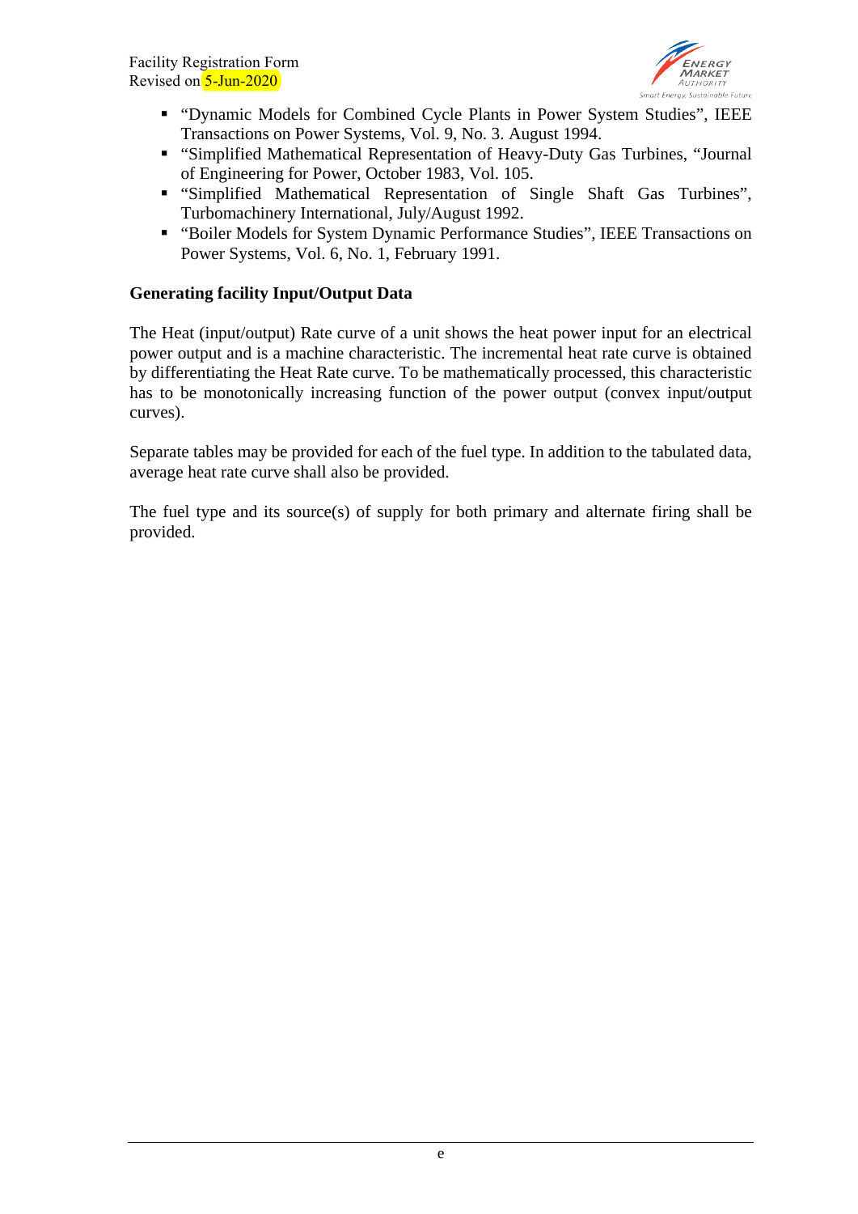- "Dynamic Models for Combined Cycle Plants in Power System Studies", IEEE Transactions on Power Systems, Vol. 9, No. 3. August 1994.
- "Simplified Mathematical Representation of Heavy-Duty Gas Turbines, "Journal of Engineering for Power, October 1983, Vol. 105.
- "Simplified Mathematical Representation of Single Shaft Gas Turbines", Turbomachinery International, July/August 1992.
- "Boiler Models for System Dynamic Performance Studies", IEEE Transactions on Power Systems, Vol. 6, No. 1, February 1991.

**Generating facility Input/Output Data**

The Heat (input/output) Rate curve of a unit shows the heat power input for an electrical power output and is a machine characteristic. The incremental heat rate curve is obtained by differentiating the Heat Rate curve. To be mathematically processed, this characteristic has to be monotonically increasing function of the power output (convex input/output curves).

Separate tables may be provided for each of the fuel type. In addition to the tabulated data, average heat rate curve shall also be provided.

The fuel type and its source(s) of supply for both primary and alternate firing shall be provided.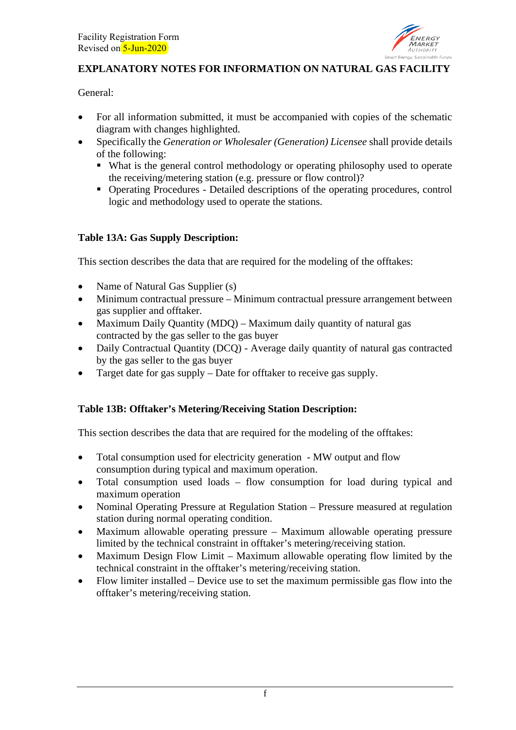## EXPLANATORY NOTES FOR INFORMATION ON NATURAL GAS FACILITY

General:

- For all information submitted, it must be accompanied with copies of the schematic diagram with changes highlighted.
- Specifically the *Generation or Wholesaler (Generation) Licensee* shall provide details of the following:
  - What is the general control methodology or operating philosophy used to operate the receiving/metering station (e.g. pressure or flow control)?
  - Operating Procedures - Detailed descriptions of the operating procedures, control logic and methodology used to operate the stations.

### Table 13A: Gas Supply Description:

This section describes the data that are required for the modeling of the offtakes:

- Name of Natural Gas Supplier (s)
- Minimum contractual pressure – Minimum contractual pressure arrangement between gas supplier and offtaker.
- Maximum Daily Quantity (MDQ) – Maximum daily quantity of natural gas contracted by the gas seller to the gas buyer
- Daily Contractual Quantity (DCQ) - Average daily quantity of natural gas contracted by the gas seller to the gas buyer
- Target date for gas supply – Date for offtaker to receive gas supply.

### Table 13B: Offtaker's Metering/Receiving Station Description:

This section describes the data that are required for the modeling of the offtakes:

- Total consumption used for electricity generation - MW output and flow consumption during typical and maximum operation.
- Total consumption used loads – flow consumption for load during typical and maximum operation
- Nominal Operating Pressure at Regulation Station – Pressure measured at regulation station during normal operating condition.
- Maximum allowable operating pressure – Maximum allowable operating pressure limited by the technical constraint in offtaker's metering/receiving station.
- Maximum Design Flow Limit – Maximum allowable operating flow limited by the technical constraint in the offtaker's metering/receiving station.
- Flow limiter installed – Device use to set the maximum permissible gas flow into the offtaker's metering/receiving station.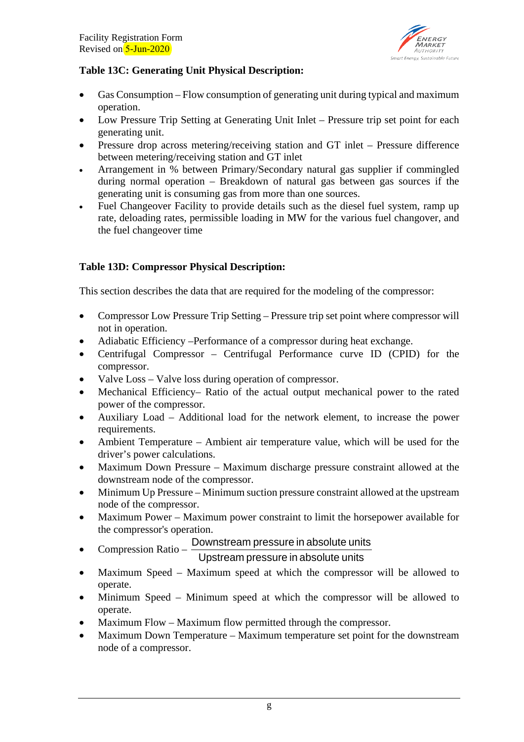**Table 13C: Generating Unit Physical Description:**

- Gas Consumption – Flow consumption of generating unit during typical and maximum operation.
- Low Pressure Trip Setting at Generating Unit Inlet – Pressure trip set point for each generating unit.
- Pressure drop across metering/receiving station and GT inlet – Pressure difference between metering/receiving station and GT inlet
- Arrangement in % between Primary/Secondary natural gas supplier if commingled during normal operation – Breakdown of natural gas between gas sources if the generating unit is consuming gas from more than one sources.
- Fuel Changeover Facility to provide details such as the diesel fuel system, ramp up rate, deloading rates, permissible loading in MW for the various fuel changover, and the fuel changeover time

**Table 13D: Compressor Physical Description:**

This section describes the data that are required for the modeling of the compressor:

- Compressor Low Pressure Trip Setting – Pressure trip set point where compressor will not in operation.
- Adiabatic Efficiency –Performance of a compressor during heat exchange.
- Centrifugal Compressor – Centrifugal Performance curve ID (CPID) for the compressor.
- Valve Loss – Valve loss during operation of compressor.
- Mechanical Efficiency– Ratio of the actual output mechanical power to the rated power of the compressor.
- Auxiliary Load – Additional load for the network element, to increase the power requirements.
- Ambient Temperature – Ambient air temperature value, which will be used for the driver's power calculations.
- Maximum Down Pressure – Maximum discharge pressure constraint allowed at the downstream node of the compressor.
- Minimum Up Pressure – Minimum suction pressure constraint allowed at the upstream node of the compressor.
- Maximum Power – Maximum power constraint to limit the horsepower available for the compressor's operation.
- Compression Ratio – $\frac{\text{Downstream pressure in absolute units}}{\text{Upstream pressure in absolute units}}$
- Maximum Speed – Maximum speed at which the compressor will be allowed to operate.
- Minimum Speed – Minimum speed at which the compressor will be allowed to operate.
- Maximum Flow – Maximum flow permitted through the compressor.
- Maximum Down Temperature – Maximum temperature set point for the downstream node of a compressor.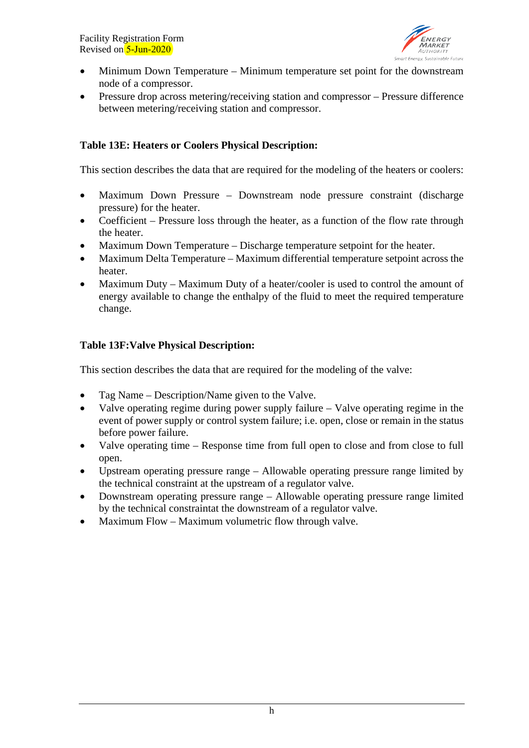- Minimum Down Temperature – Minimum temperature set point for the downstream node of a compressor.
- Pressure drop across metering/receiving station and compressor – Pressure difference between metering/receiving station and compressor.

**Table 13E: Heaters or Coolers Physical Description:**

This section describes the data that are required for the modeling of the heaters or coolers:

- Maximum Down Pressure – Downstream node pressure constraint (discharge pressure) for the heater.
- Coefficient – Pressure loss through the heater, as a function of the flow rate through the heater.
- Maximum Down Temperature – Discharge temperature setpoint for the heater.
- Maximum Delta Temperature – Maximum differential temperature setpoint across the heater.
- Maximum Duty – Maximum Duty of a heater/cooler is used to control the amount of energy available to change the enthalpy of the fluid to meet the required temperature change.

**Table 13F:Valve Physical Description:**

This section describes the data that are required for the modeling of the valve:

- Tag Name – Description/Name given to the Valve.
- Valve operating regime during power supply failure – Valve operating regime in the event of power supply or control system failure; i.e. open, close or remain in the status before power failure.
- Valve operating time – Response time from full open to close and from close to full open.
- Upstream operating pressure range – Allowable operating pressure range limited by the technical constraint at the upstream of a regulator valve.
- Downstream operating pressure range – Allowable operating pressure range limited by the technical constraintat the downstream of a regulator valve.
- Maximum Flow – Maximum volumetric flow through valve.